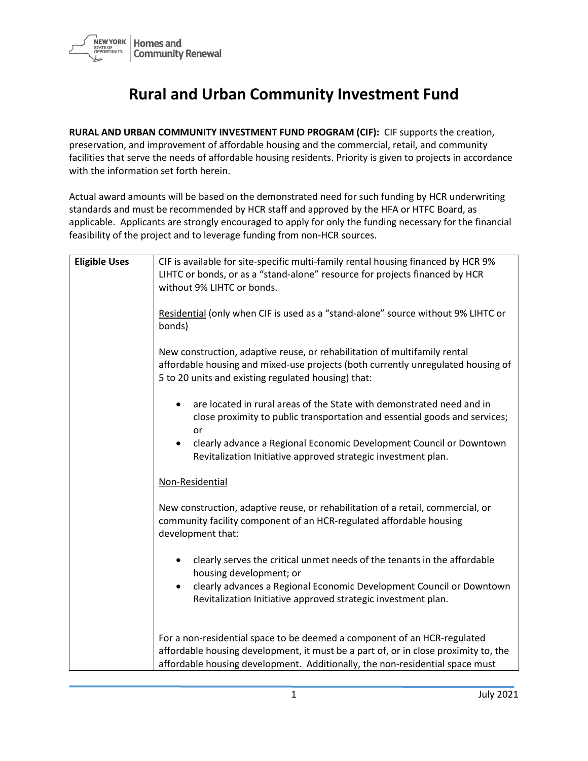# Rural and Urban Community Investment Fund

**RURAL AND URBAN COMMUNITY INVESTMENT FUND PROGRAM (CIF):** CIF supports the creation, preservation, and improvement of affordable housing and the commercial, retail, and community facilities that serve the needs of affordable housing residents. Priority is given to projects in accordance with the information set forth herein.

Actual award amounts will be based on the demonstrated need for such funding by HCR underwriting standards and must be recommended by HCR staff and approved by the HFA or HTFC Board, as applicable. Applicants are strongly encouraged to apply for only the funding necessary for the financial feasibility of the project and to leverage funding from non-HCR sources.

| | |
|---|---|
| **Eligible Uses** | CIF is available for site-specific multi-family rental housing financed by HCR 9% LIHTC or bonds, or as a "stand-alone" resource for projects financed by HCR without 9% LIHTC or bonds.<br><br>Residential (only when CIF is used as a "stand-alone" source without 9% LIHTC or bonds)<br><br>New construction, adaptive reuse, or rehabilitation of multifamily rental affordable housing and mixed-use projects (both currently unregulated housing of 5 to 20 units and existing regulated housing) that:<br><br>• are located in rural areas of the State with demonstrated need and in close proximity to public transportation and essential goods and services; or<br>• clearly advance a Regional Economic Development Council or Downtown Revitalization Initiative approved strategic investment plan.<br><br>Non-Residential<br><br>New construction, adaptive reuse, or rehabilitation of a retail, commercial, or community facility component of an HCR-regulated affordable housing development that:<br><br>• clearly serves the critical unmet needs of the tenants in the affordable housing development; or<br>• clearly advances a Regional Economic Development Council or Downtown Revitalization Initiative approved strategic investment plan.<br><br>For a non-residential space to be deemed a component of an HCR-regulated affordable housing development, it must be a part of, or in close proximity to, the affordable housing development. Additionally, the non-residential space must |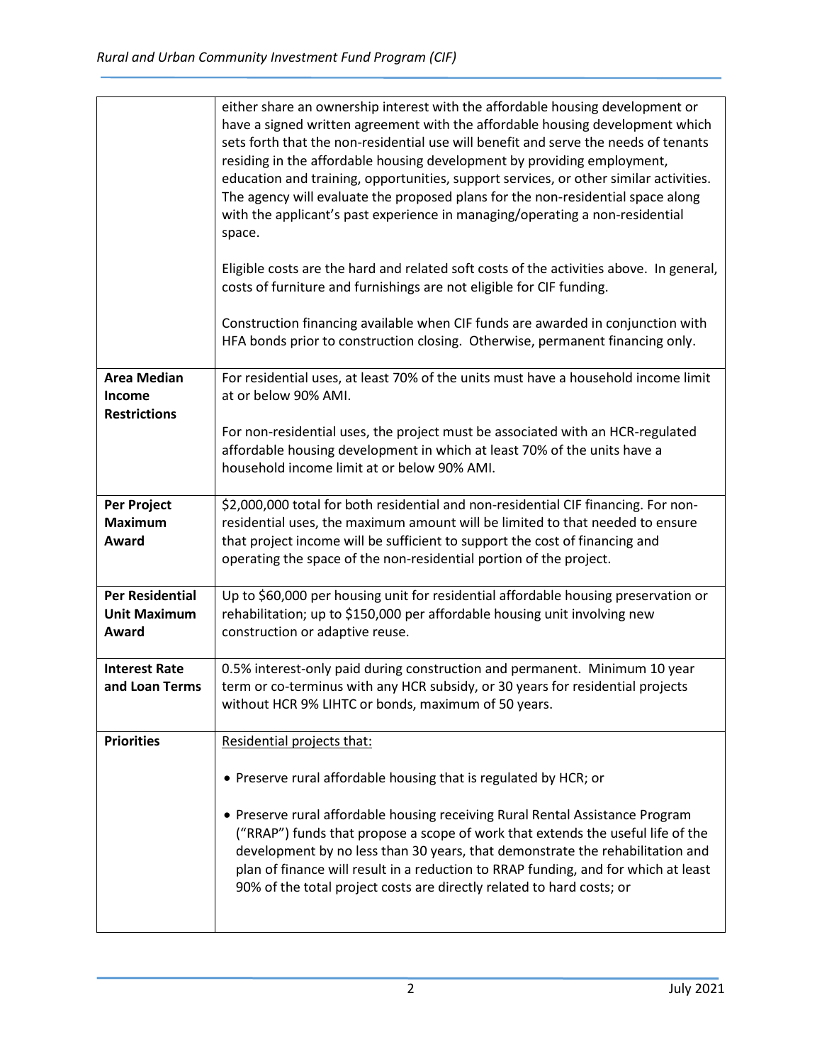| | |
|---|---|
| | either share an ownership interest with the affordable housing development or have a signed written agreement with the affordable housing development which sets forth that the non-residential use will benefit and serve the needs of tenants residing in the affordable housing development by providing employment, education and training, opportunities, support services, or other similar activities. The agency will evaluate the proposed plans for the non-residential space along with the applicant's past experience in managing/operating a non-residential space.<br><br>Eligible costs are the hard and related soft costs of the activities above. In general, costs of furniture and furnishings are not eligible for CIF funding.<br><br>Construction financing available when CIF funds are awarded in conjunction with HFA bonds prior to construction closing. Otherwise, permanent financing only. |
| **Area Median Income Restrictions** | For residential uses, at least 70% of the units must have a household income limit at or below 90% AMI.<br><br>For non-residential uses, the project must be associated with an HCR-regulated affordable housing development in which at least 70% of the units have a household income limit at or below 90% AMI. |
| **Per Project Maximum Award** | $2,000,000 total for both residential and non-residential CIF financing. For non-residential uses, the maximum amount will be limited to that needed to ensure that project income will be sufficient to support the cost of financing and operating the space of the non-residential portion of the project. |
| **Per Residential Unit Maximum Award** | Up to $60,000 per housing unit for residential affordable housing preservation or rehabilitation; up to $150,000 per affordable housing unit involving new construction or adaptive reuse. |
| **Interest Rate and Loan Terms** | 0.5% interest-only paid during construction and permanent. Minimum 10 year term or co-terminus with any HCR subsidy, or 30 years for residential projects without HCR 9% LIHTC or bonds, maximum of 50 years. |
| **Priorities** | <u>Residential projects that:</u><br><br>• Preserve rural affordable housing that is regulated by HCR; or<br><br>• Preserve rural affordable housing receiving Rural Rental Assistance Program ("RRAP") funds that propose a scope of work that extends the useful life of the development by no less than 30 years, that demonstrate the rehabilitation and plan of finance will result in a reduction to RRAP funding, and for which at least 90% of the total project costs are directly related to hard costs; or |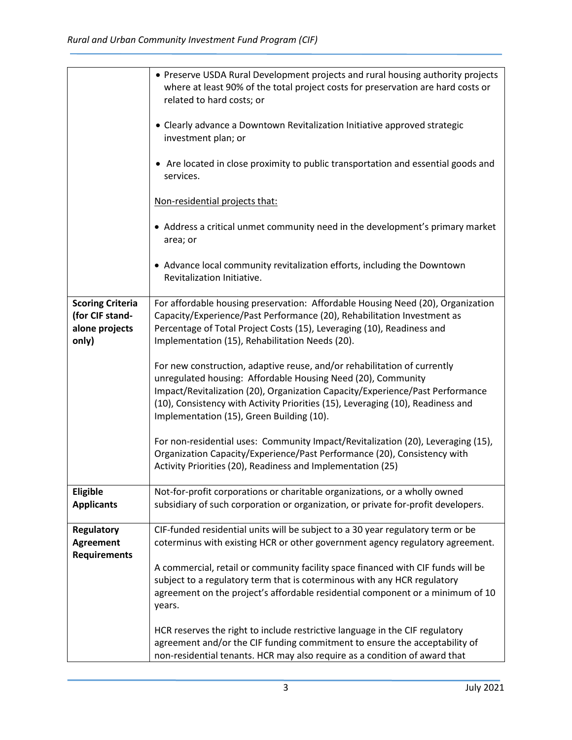| | |
|---|---|
| | • Preserve USDA Rural Development projects and rural housing authority projects where at least 90% of the total project costs for preservation are hard costs or related to hard costs; or<br><br>• Clearly advance a Downtown Revitalization Initiative approved strategic investment plan; or<br><br>• Are located in close proximity to public transportation and essential goods and services.<br><br><u>Non-residential projects that:</u><br><br>• Address a critical unmet community need in the development's primary market area; or<br><br>• Advance local community revitalization efforts, including the Downtown Revitalization Initiative. |
| **Scoring Criteria (for CIF stand-alone projects only)** | For affordable housing preservation: Affordable Housing Need (20), Organization Capacity/Experience/Past Performance (20), Rehabilitation Investment as Percentage of Total Project Costs (15), Leveraging (10), Readiness and Implementation (15), Rehabilitation Needs (20).<br><br>For new construction, adaptive reuse, and/or rehabilitation of currently unregulated housing: Affordable Housing Need (20), Community Impact/Revitalization (20), Organization Capacity/Experience/Past Performance (10), Consistency with Activity Priorities (15), Leveraging (10), Readiness and Implementation (15), Green Building (10).<br><br>For non-residential uses: Community Impact/Revitalization (20), Leveraging (15), Organization Capacity/Experience/Past Performance (20), Consistency with Activity Priorities (20), Readiness and Implementation (25) |
| **Eligible Applicants** | Not-for-profit corporations or charitable organizations, or a wholly owned subsidiary of such corporation or organization, or private for-profit developers. |
| **Regulatory Agreement Requirements** | CIF-funded residential units will be subject to a 30 year regulatory term or be coterminus with existing HCR or other government agency regulatory agreement.<br><br>A commercial, retail or community facility space financed with CIF funds will be subject to a regulatory term that is coterminous with any HCR regulatory agreement on the project's affordable residential component or a minimum of 10 years.<br><br>HCR reserves the right to include restrictive language in the CIF regulatory agreement and/or the CIF funding commitment to ensure the acceptability of non-residential tenants. HCR may also require as a condition of award that |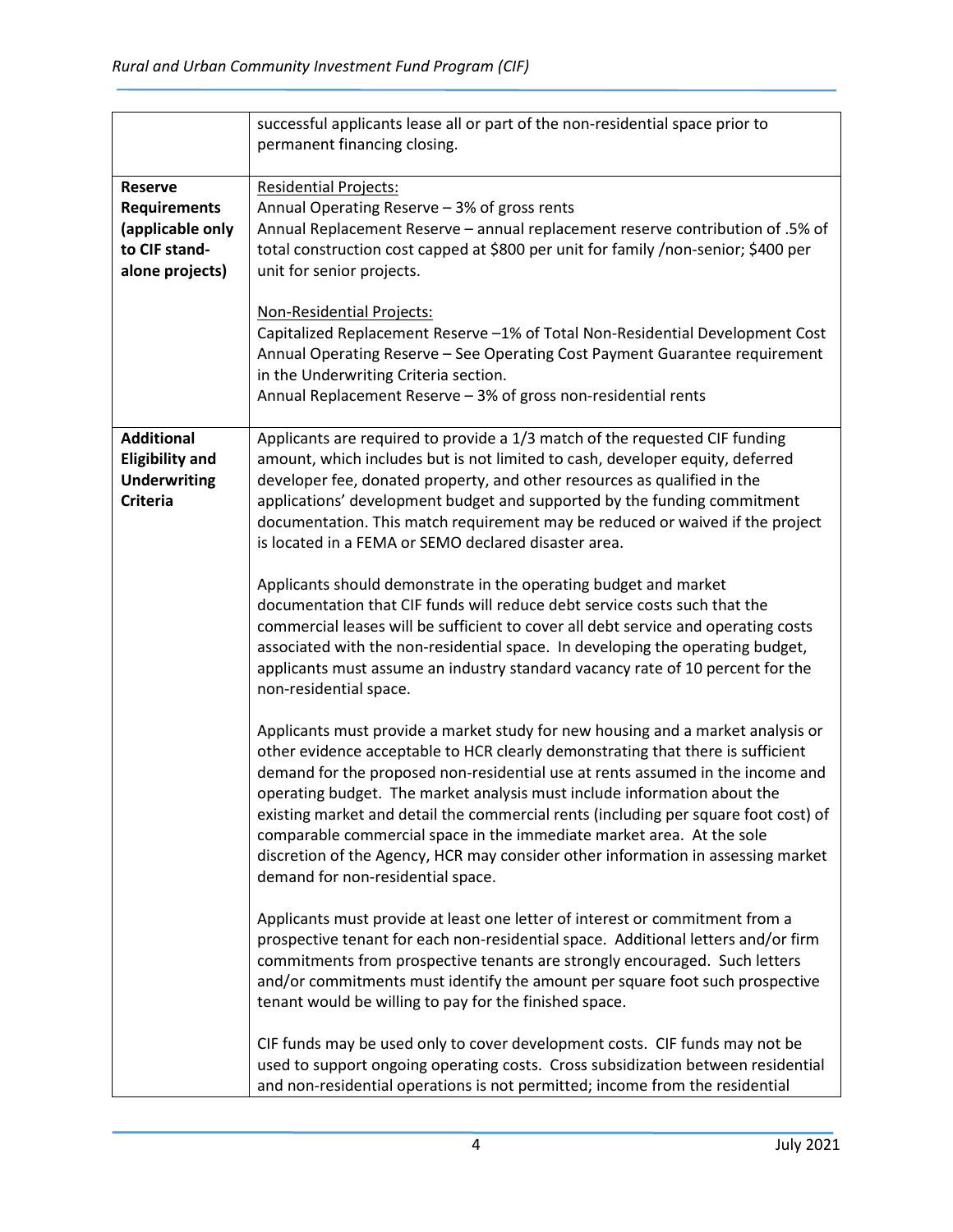| | |
|---|---|
| | successful applicants lease all or part of the non-residential space prior to permanent financing closing. |
| **Reserve Requirements (applicable only to CIF stand-alone projects)** | Residential Projects:<br>Annual Operating Reserve – 3% of gross rents<br>Annual Replacement Reserve – annual replacement reserve contribution of .5% of total construction cost capped at $800 per unit for family /non-senior; $400 per unit for senior projects.<br><br>Non-Residential Projects:<br>Capitalized Replacement Reserve –1% of Total Non-Residential Development Cost<br>Annual Operating Reserve – See Operating Cost Payment Guarantee requirement in the Underwriting Criteria section.<br>Annual Replacement Reserve – 3% of gross non-residential rents |
| **Additional Eligibility and Underwriting Criteria** | Applicants are required to provide a 1/3 match of the requested CIF funding amount, which includes but is not limited to cash, developer equity, deferred developer fee, donated property, and other resources as qualified in the applications' development budget and supported by the funding commitment documentation. This match requirement may be reduced or waived if the project is located in a FEMA or SEMO declared disaster area.<br><br>Applicants should demonstrate in the operating budget and market documentation that CIF funds will reduce debt service costs such that the commercial leases will be sufficient to cover all debt service and operating costs associated with the non-residential space. In developing the operating budget, applicants must assume an industry standard vacancy rate of 10 percent for the non-residential space.<br><br>Applicants must provide a market study for new housing and a market analysis or other evidence acceptable to HCR clearly demonstrating that there is sufficient demand for the proposed non-residential use at rents assumed in the income and operating budget. The market analysis must include information about the existing market and detail the commercial rents (including per square foot cost) of comparable commercial space in the immediate market area. At the sole discretion of the Agency, HCR may consider other information in assessing market demand for non-residential space.<br><br>Applicants must provide at least one letter of interest or commitment from a prospective tenant for each non-residential space. Additional letters and/or firm commitments from prospective tenants are strongly encouraged. Such letters and/or commitments must identify the amount per square foot such prospective tenant would be willing to pay for the finished space.<br><br>CIF funds may be used only to cover development costs. CIF funds may not be used to support ongoing operating costs. Cross subsidization between residential and non-residential operations is not permitted; income from the residential |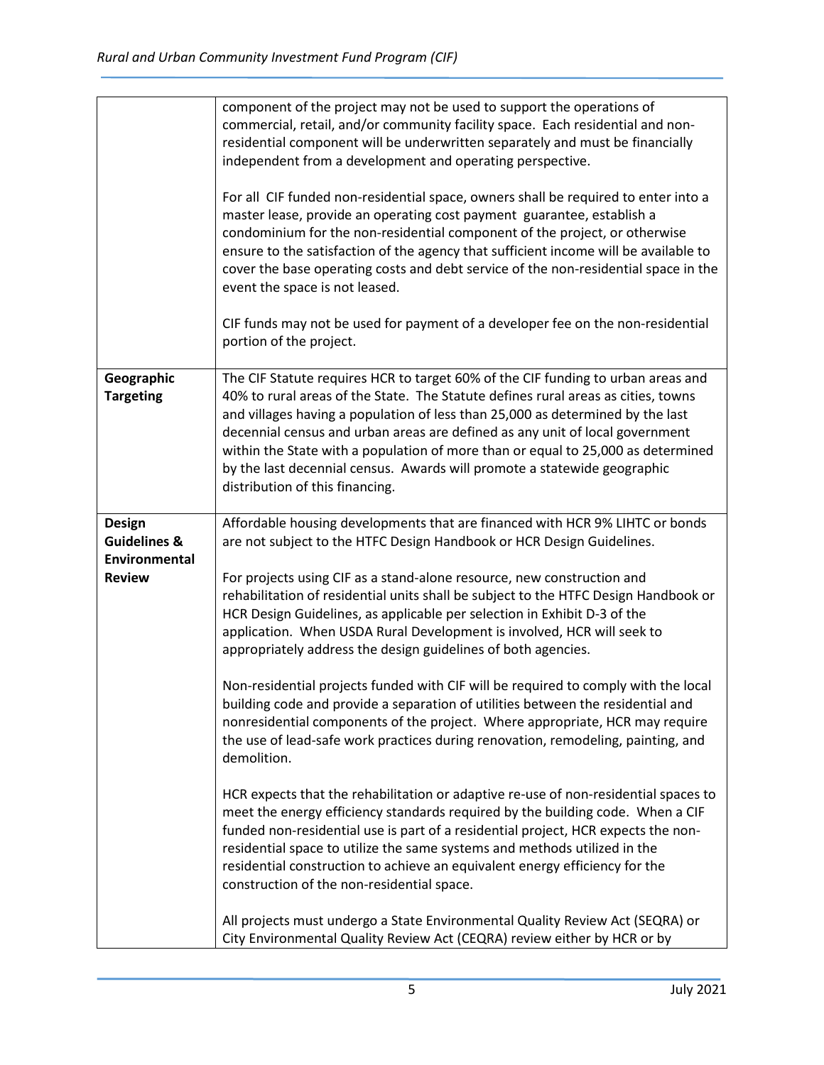| | |
|---|---|
| | component of the project may not be used to support the operations of commercial, retail, and/or community facility space. Each residential and non-residential component will be underwritten separately and must be financially independent from a development and operating perspective.<br><br>For all CIF funded non-residential space, owners shall be required to enter into a master lease, provide an operating cost payment guarantee, establish a condominium for the non-residential component of the project, or otherwise ensure to the satisfaction of the agency that sufficient income will be available to cover the base operating costs and debt service of the non-residential space in the event the space is not leased.<br><br>CIF funds may not be used for payment of a developer fee on the non-residential portion of the project. |
| **Geographic Targeting** | The CIF Statute requires HCR to target 60% of the CIF funding to urban areas and 40% to rural areas of the State. The Statute defines rural areas as cities, towns and villages having a population of less than 25,000 as determined by the last decennial census and urban areas are defined as any unit of local government within the State with a population of more than or equal to 25,000 as determined by the last decennial census. Awards will promote a statewide geographic distribution of this financing. |
| **Design Guidelines & Environmental Review** | Affordable housing developments that are financed with HCR 9% LIHTC or bonds are not subject to the HTFC Design Handbook or HCR Design Guidelines.<br><br>For projects using CIF as a stand-alone resource, new construction and rehabilitation of residential units shall be subject to the HTFC Design Handbook or HCR Design Guidelines, as applicable per selection in Exhibit D-3 of the application. When USDA Rural Development is involved, HCR will seek to appropriately address the design guidelines of both agencies.<br><br>Non-residential projects funded with CIF will be required to comply with the local building code and provide a separation of utilities between the residential and nonresidential components of the project. Where appropriate, HCR may require the use of lead-safe work practices during renovation, remodeling, painting, and demolition.<br><br>HCR expects that the rehabilitation or adaptive re-use of non-residential spaces to meet the energy efficiency standards required by the building code. When a CIF funded non-residential use is part of a residential project, HCR expects the non-residential space to utilize the same systems and methods utilized in the residential construction to achieve an equivalent energy efficiency for the construction of the non-residential space.<br><br>All projects must undergo a State Environmental Quality Review Act (SEQRA) or City Environmental Quality Review Act (CEQRA) review either by HCR or by |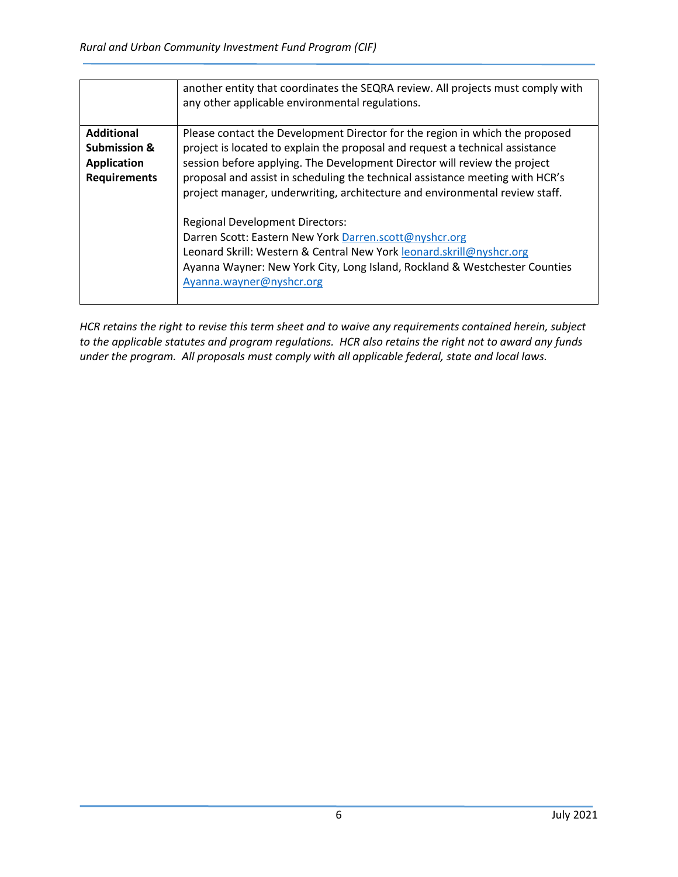| | |
|---|---|
| | another entity that coordinates the SEQRA review. All projects must comply with any other applicable environmental regulations. |
| **Additional Submission & Application Requirements** | Please contact the Development Director for the region in which the proposed project is located to explain the proposal and request a technical assistance session before applying. The Development Director will review the project proposal and assist in scheduling the technical assistance meeting with HCR's project manager, underwriting, architecture and environmental review staff.<br><br>Regional Development Directors:<br>Darren Scott: Eastern New York Darren.scott@nyshcr.org<br>Leonard Skrill: Western & Central New York leonard.skrill@nyshcr.org<br>Ayanna Wayner: New York City, Long Island, Rockland & Westchester Counties Ayanna.wayner@nyshcr.org |

*HCR retains the right to revise this term sheet and to waive any requirements contained herein, subject to the applicable statutes and program regulations. HCR also retains the right not to award any funds under the program. All proposals must comply with all applicable federal, state and local laws.*